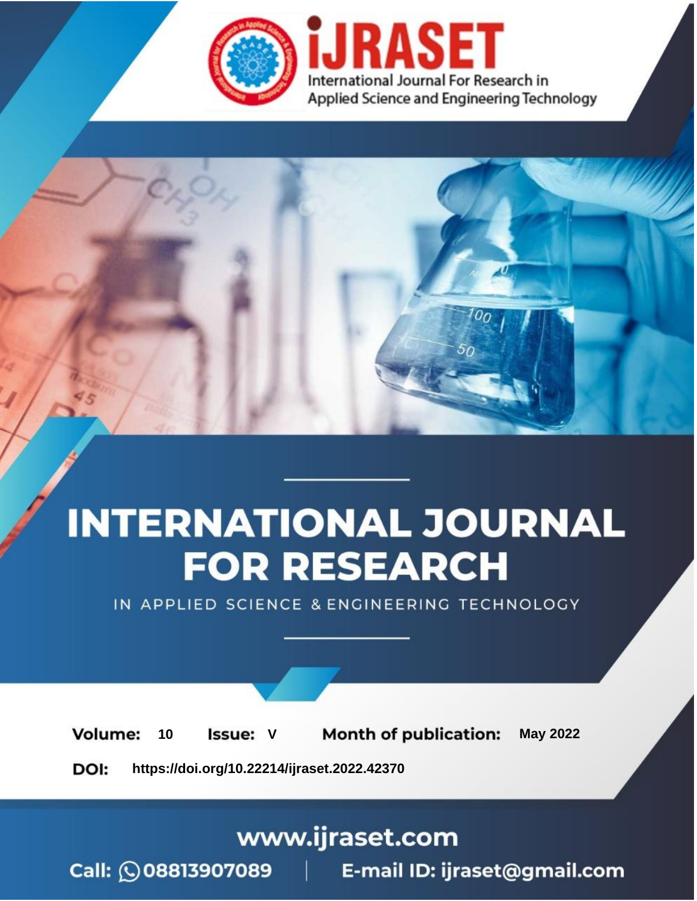iJRASET

International Journal For Research in Applied Science and Engineering Technology

# INTERNATIONAL JOURNAL FOR RESEARCH

IN APPLIED SCIENCE & ENGINEERING TECHNOLOGY

**Volume:** 10 **Issue:** V **Month of publication:** May 2022

**DOI:** https://doi.org/10.22214/ijraset.2022.42370

www.ijraset.com

Call: 08813907089 | E-mail ID: ijraset@gmail.com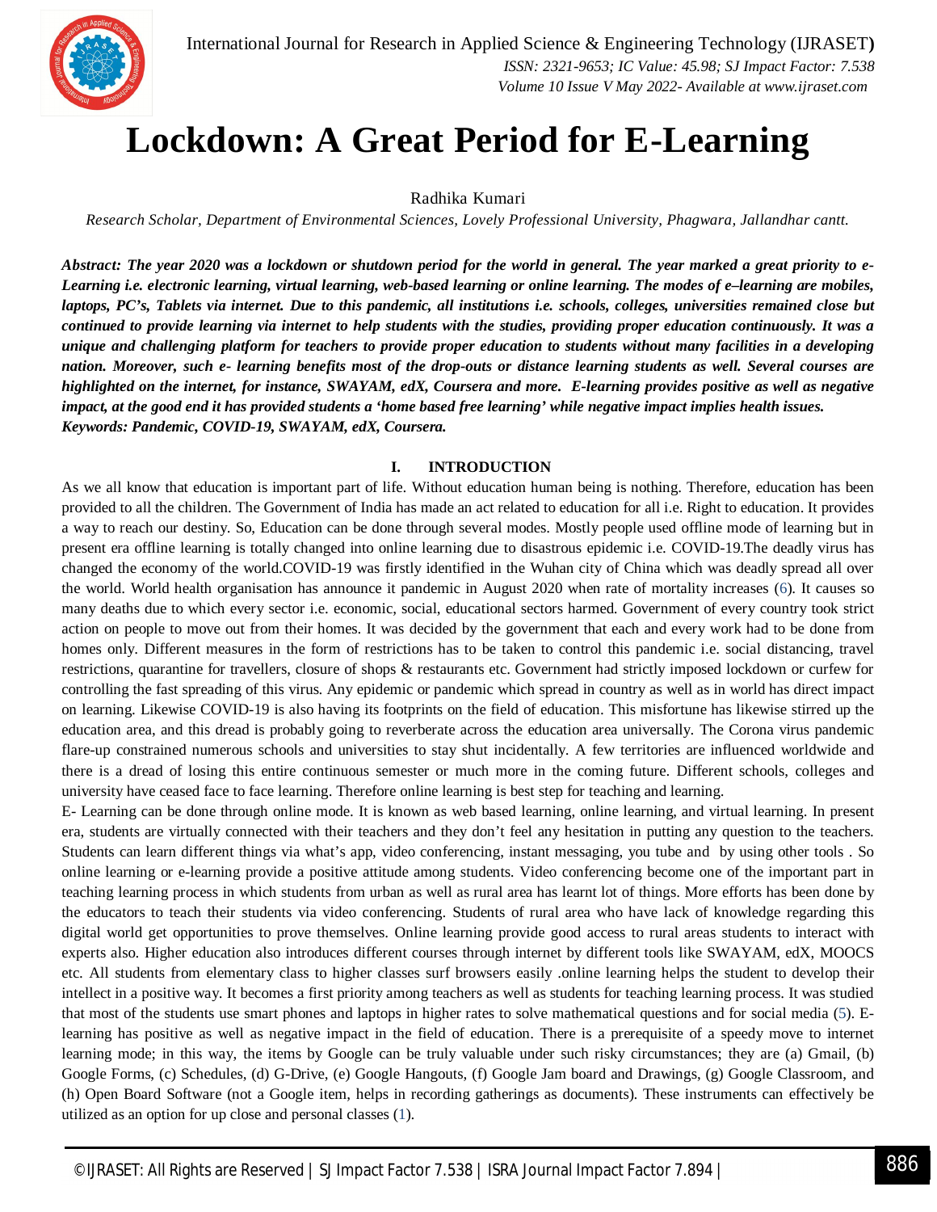# Lockdown: A Great Period for E-Learning

Radhika Kumari

*Research Scholar, Department of Environmental Sciences, Lovely Professional University, Phagwara, Jallandhar cantt.*

***Abstract:** The year 2020 was a lockdown or shutdown period for the world in general. The year marked a great priority to e-Learning i.e. electronic learning, virtual learning, web-based learning or online learning. The modes of e–learning are mobiles, laptops, PC's, Tablets via internet. Due to this pandemic, all institutions i.e. schools, colleges, universities remained close but continued to provide learning via internet to help students with the studies, providing proper education continuously. It was a unique and challenging platform for teachers to provide proper education to students without many facilities in a developing nation. Moreover, such e- learning benefits most of the drop-outs or distance learning students as well. Several courses are highlighted on the internet, for instance, SWAYAM, edX, Coursera and more. E-learning provides positive as well as negative impact, at the good end it has provided students a 'home based free learning' while negative impact implies health issues.*

***Keywords:** Pandemic, COVID-19, SWAYAM, edX, Coursera.*

## I. INTRODUCTION

As we all know that education is important part of life. Without education human being is nothing. Therefore, education has been provided to all the children. The Government of India has made an act related to education for all i.e. Right to education. It provides a way to reach our destiny. So, Education can be done through several modes. Mostly people used offline mode of learning but in present era offline learning is totally changed into online learning due to disastrous epidemic i.e. COVID-19.The deadly virus has changed the economy of the world.COVID-19 was firstly identified in the Wuhan city of China which was deadly spread all over the world. World health organisation has announce it pandemic in August 2020 when rate of mortality increases (6). It causes so many deaths due to which every sector i.e. economic, social, educational sectors harmed. Government of every country took strict action on people to move out from their homes. It was decided by the government that each and every work had to be done from homes only. Different measures in the form of restrictions has to be taken to control this pandemic i.e. social distancing, travel restrictions, quarantine for travellers, closure of shops & restaurants etc. Government had strictly imposed lockdown or curfew for controlling the fast spreading of this virus. Any epidemic or pandemic which spread in country as well as in world has direct impact on learning. Likewise COVID-19 is also having its footprints on the field of education. This misfortune has likewise stirred up the education area, and this dread is probably going to reverberate across the education area universally. The Corona virus pandemic flare-up constrained numerous schools and universities to stay shut incidentally. A few territories are influenced worldwide and there is a dread of losing this entire continuous semester or much more in the coming future. Different schools, colleges and university have ceased face to face learning. Therefore online learning is best step for teaching and learning.

E- Learning can be done through online mode. It is known as web based learning, online learning, and virtual learning. In present era, students are virtually connected with their teachers and they don't feel any hesitation in putting any question to the teachers. Students can learn different things via what's app, video conferencing, instant messaging, you tube and by using other tools . So online learning or e-learning provide a positive attitude among students. Video conferencing become one of the important part in teaching learning process in which students from urban as well as rural area has learnt lot of things. More efforts has been done by the educators to teach their students via video conferencing. Students of rural area who have lack of knowledge regarding this digital world get opportunities to prove themselves. Online learning provide good access to rural areas students to interact with experts also. Higher education also introduces different courses through internet by different tools like SWAYAM, edX, MOOCS etc. All students from elementary class to higher classes surf browsers easily .online learning helps the student to develop their intellect in a positive way. It becomes a first priority among teachers as well as students for teaching learning process. It was studied that most of the students use smart phones and laptops in higher rates to solve mathematical questions and for social media (5). E-learning has positive as well as negative impact in the field of education. There is a prerequisite of a speedy move to internet learning mode; in this way, the items by Google can be truly valuable under such risky circumstances; they are (a) Gmail, (b) Google Forms, (c) Schedules, (d) G-Drive, (e) Google Hangouts, (f) Google Jam board and Drawings, (g) Google Classroom, and (h) Open Board Software (not a Google item, helps in recording gatherings as documents). These instruments can effectively be utilized as an option for up close and personal classes (1).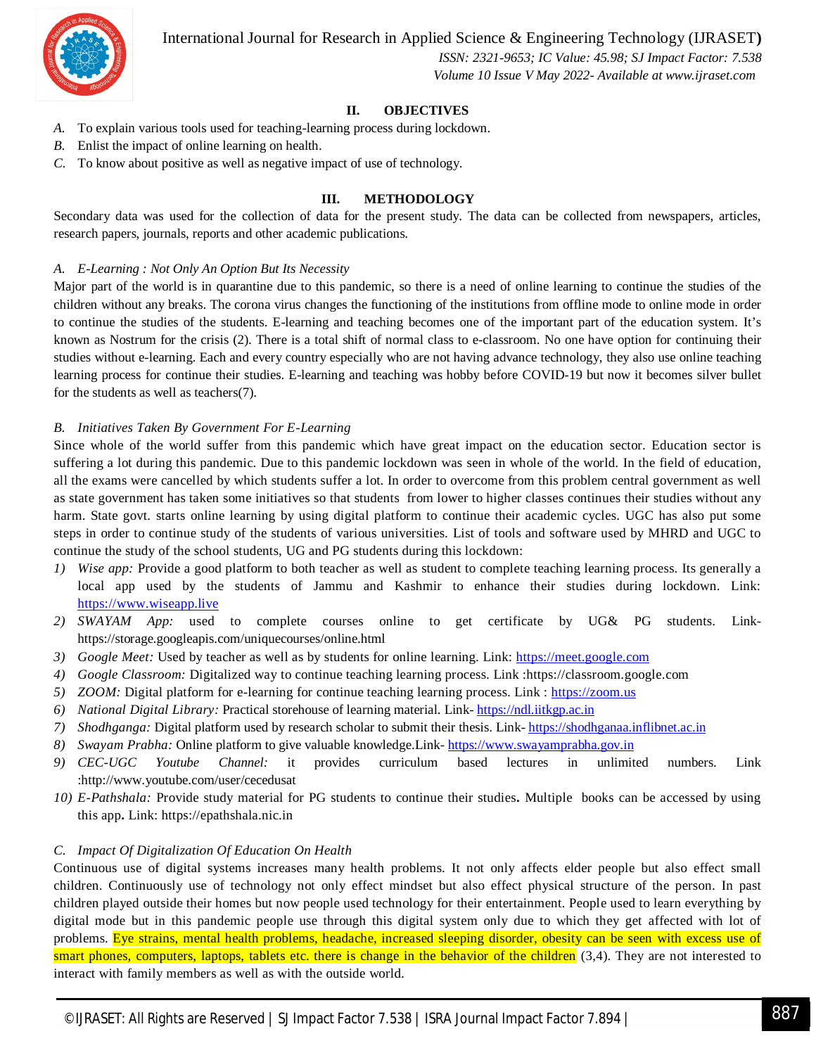## II. OBJECTIVES

*A.* To explain various tools used for teaching-learning process during lockdown.

*B.* Enlist the impact of online learning on health.

*C.* To know about positive as well as negative impact of use of technology.

## III. METHODOLOGY

Secondary data was used for the collection of data for the present study. The data can be collected from newspapers, articles, research papers, journals, reports and other academic publications.

### *A. E-Learning : Not Only An Option But Its Necessity*

Major part of the world is in quarantine due to this pandemic, so there is a need of online learning to continue the studies of the children without any breaks. The corona virus changes the functioning of the institutions from offline mode to online mode in order to continue the studies of the students. E-learning and teaching becomes one of the important part of the education system. It's known as Nostrum for the crisis (2). There is a total shift of normal class to e-classroom. No one have option for continuing their studies without e-learning. Each and every country especially who are not having advance technology, they also use online teaching learning process for continue their studies. E-learning and teaching was hobby before COVID-19 but now it becomes silver bullet for the students as well as teachers(7).

### *B. Initiatives Taken By Government For E-Learning*

Since whole of the world suffer from this pandemic which have great impact on the education sector. Education sector is suffering a lot during this pandemic. Due to this pandemic lockdown was seen in whole of the world. In the field of education, all the exams were cancelled by which students suffer a lot. In order to overcome from this problem central government as well as state government has taken some initiatives so that students from lower to higher classes continues their studies without any harm. State govt. starts online learning by using digital platform to continue their academic cycles. UGC has also put some steps in order to continue study of the students of various universities. List of tools and software used by MHRD and UGC to continue the study of the school students, UG and PG students during this lockdown:

1) *Wise app:* Provide a good platform to both teacher as well as student to complete teaching learning process. Its generally a local app used by the students of Jammu and Kashmir to enhance their studies during lockdown. Link: https://www.wiseapp.live
2) *SWAYAM App:* used to complete courses online to get certificate by UG& PG students. Link- https://storage.googleapis.com/uniquecourses/online.html
3) *Google Meet:* Used by teacher as well as by students for online learning. Link: https://meet.google.com
4) *Google Classroom:* Digitalized way to continue teaching learning process. Link :https://classroom.google.com
5) *ZOOM:* Digital platform for e-learning for continue teaching learning process. Link : https://zoom.us
6) *National Digital Library:* Practical storehouse of learning material. Link- https://ndl.iitkgp.ac.in
7) *Shodhganga:* Digital platform used by research scholar to submit their thesis. Link- https://shodhganaa.inflibnet.ac.in
8) *Swayam Prabha:* Online platform to give valuable knowledge.Link- https://www.swayamprabha.gov.in
9) *CEC-UGC Youtube Channel:* it provides curriculum based lectures in unlimited numbers. Link :http://www.youtube.com/user/cecedusat
10) *E-Pathshala:* Provide study material for PG students to continue their studies**.** Multiple books can be accessed by using this app**.** Link: https://epathshala.nic.in

### *C. Impact Of Digitalization Of Education On Health*

Continuous use of digital systems increases many health problems. It not only affects elder people but also effect small children. Continuously use of technology not only effect mindset but also effect physical structure of the person. In past children played outside their homes but now people used technology for their entertainment. People used to learn everything by digital mode but in this pandemic people use through this digital system only due to which they get affected with lot of problems. Eye strains, mental health problems, headache, increased sleeping disorder, obesity can be seen with excess use of smart phones, computers, laptops, tablets etc. there is change in the behavior of the children (3,4). They are not interested to interact with family members as well as with the outside world.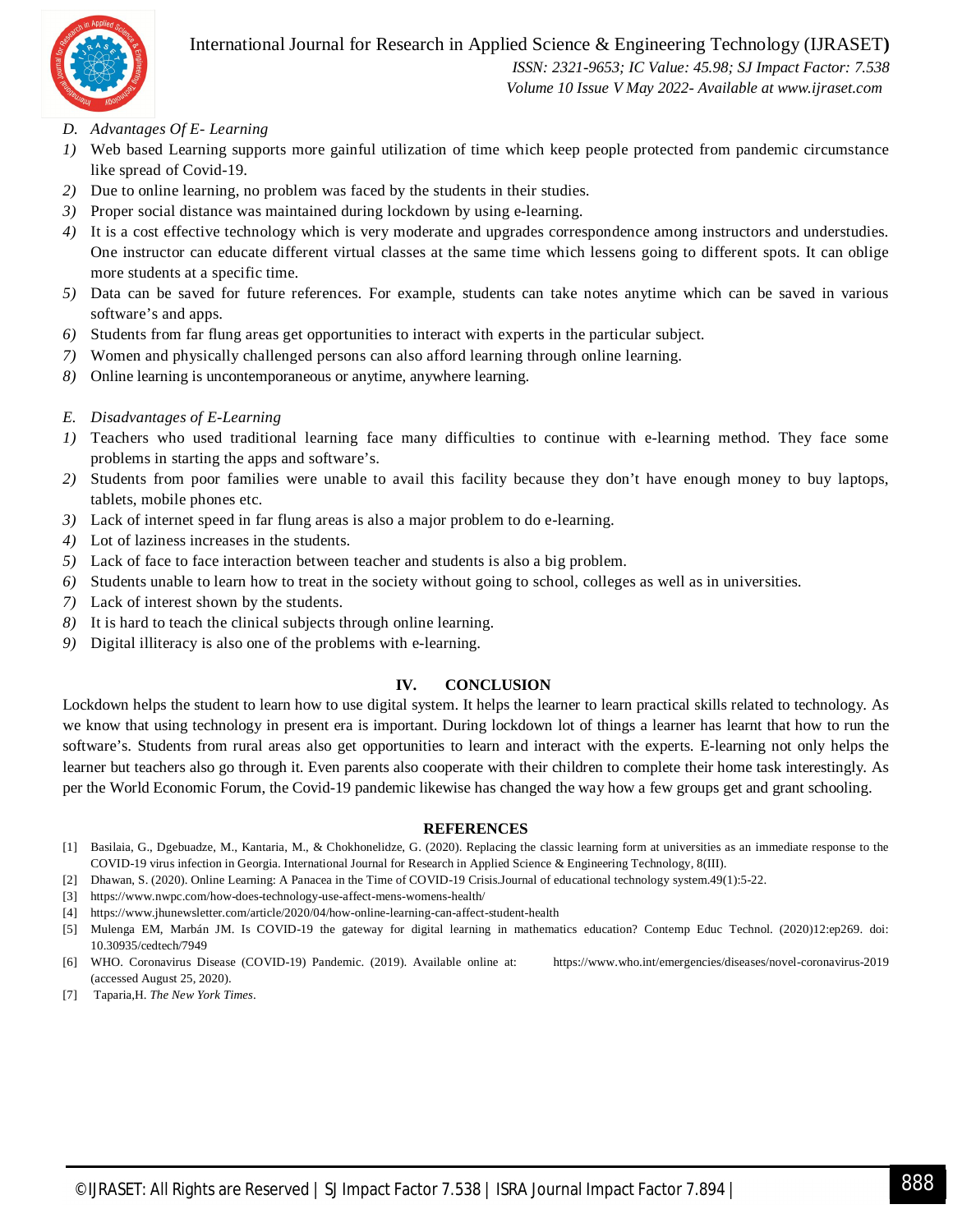### *D. Advantages Of E- Learning*

1) Web based Learning supports more gainful utilization of time which keep people protected from pandemic circumstance like spread of Covid-19.
2) Due to online learning, no problem was faced by the students in their studies.
3) Proper social distance was maintained during lockdown by using e-learning.
4) It is a cost effective technology which is very moderate and upgrades correspondence among instructors and understudies. One instructor can educate different virtual classes at the same time which lessens going to different spots. It can oblige more students at a specific time.
5) Data can be saved for future references. For example, students can take notes anytime which can be saved in various software's and apps.
6) Students from far flung areas get opportunities to interact with experts in the particular subject.
7) Women and physically challenged persons can also afford learning through online learning.
8) Online learning is uncontemporaneous or anytime, anywhere learning.

### *E. Disadvantages of E-Learning*

1) Teachers who used traditional learning face many difficulties to continue with e-learning method. They face some problems in starting the apps and software's.
2) Students from poor families were unable to avail this facility because they don't have enough money to buy laptops, tablets, mobile phones etc.
3) Lack of internet speed in far flung areas is also a major problem to do e-learning.
4) Lot of laziness increases in the students.
5) Lack of face to face interaction between teacher and students is also a big problem.
6) Students unable to learn how to treat in the society without going to school, colleges as well as in universities.
7) Lack of interest shown by the students.
8) It is hard to teach the clinical subjects through online learning.
9) Digital illiteracy is also one of the problems with e-learning.

## IV. CONCLUSION

Lockdown helps the student to learn how to use digital system. It helps the learner to learn practical skills related to technology. As we know that using technology in present era is important. During lockdown lot of things a learner has learnt that how to run the software's. Students from rural areas also get opportunities to learn and interact with the experts. E-learning not only helps the learner but teachers also go through it. Even parents also cooperate with their children to complete their home task interestingly. As per the World Economic Forum, the Covid-19 pandemic likewise has changed the way how a few groups get and grant schooling.

## REFERENCES

[1] Basilaia, G., Dgebuadze, M., Kantaria, M., & Chokhonelidze, G. (2020). Replacing the classic learning form at universities as an immediate response to the COVID-19 virus infection in Georgia. International Journal for Research in Applied Science & Engineering Technology, 8(III).

[2] Dhawan, S. (2020). Online Learning: A Panacea in the Time of COVID-19 Crisis.Journal of educational technology system.49(1):5-22.

[3] https://www.nwpc.com/how-does-technology-use-affect-mens-womens-health/

[4] https://www.jhunewsletter.com/article/2020/04/how-online-learning-can-affect-student-health

[5] Mulenga EM, Marbán JM. Is COVID-19 the gateway for digital learning in mathematics education? Contemp Educ Technol. (2020)12:ep269. doi: 10.30935/cedtech/7949

[6] WHO. Coronavirus Disease (COVID-19) Pandemic. (2019). Available online at: https://www.who.int/emergencies/diseases/novel-coronavirus-2019 (accessed August 25, 2020).

[7] Taparia,H. *The New York Times*.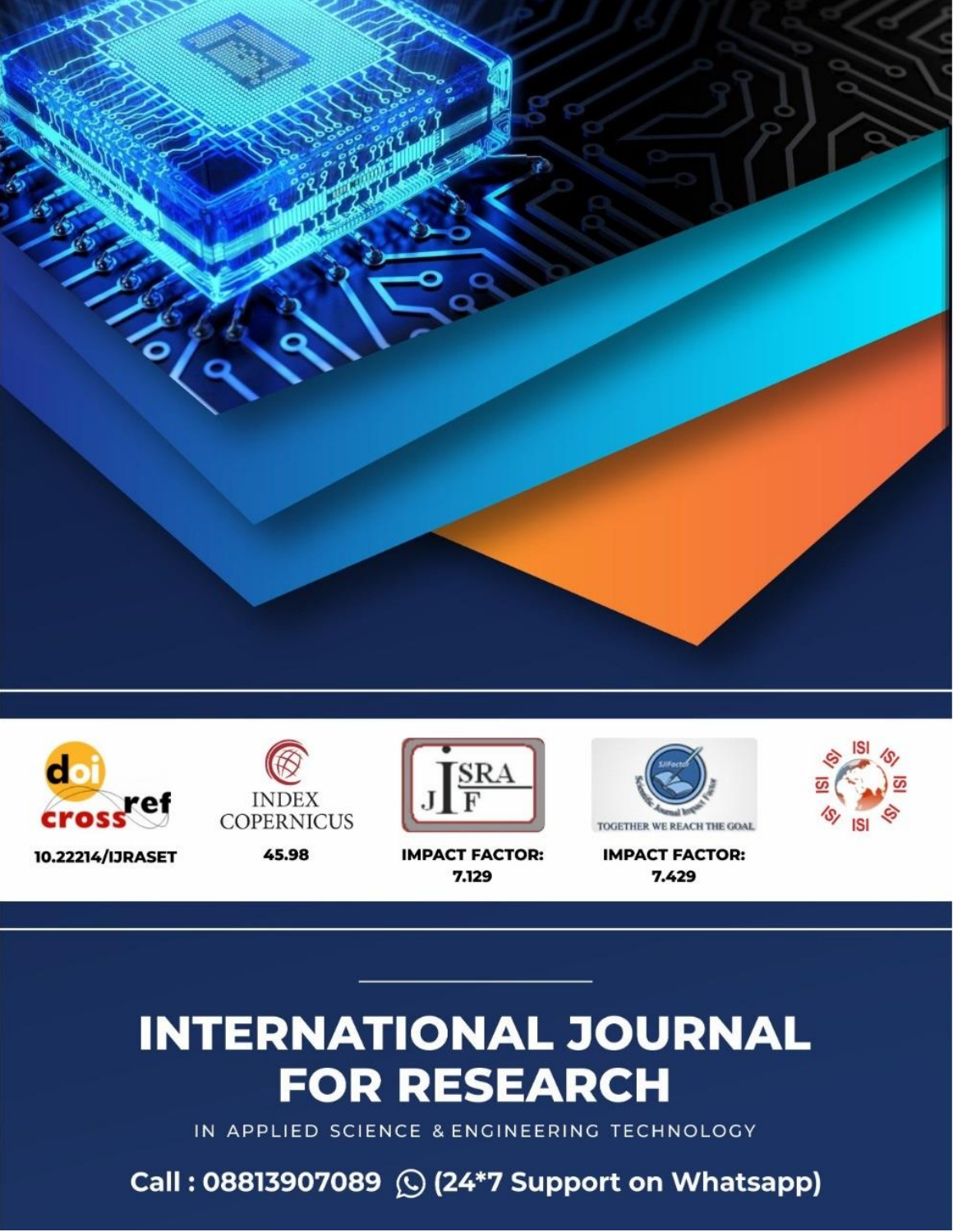10.22214/IJRASET

45.98

IMPACT FACTOR: 7.129

IMPACT FACTOR: 7.429

# INTERNATIONAL JOURNAL FOR RESEARCH

IN APPLIED SCIENCE & ENGINEERING TECHNOLOGY

Call : 08813907089 (24*7 Support on Whatsapp)